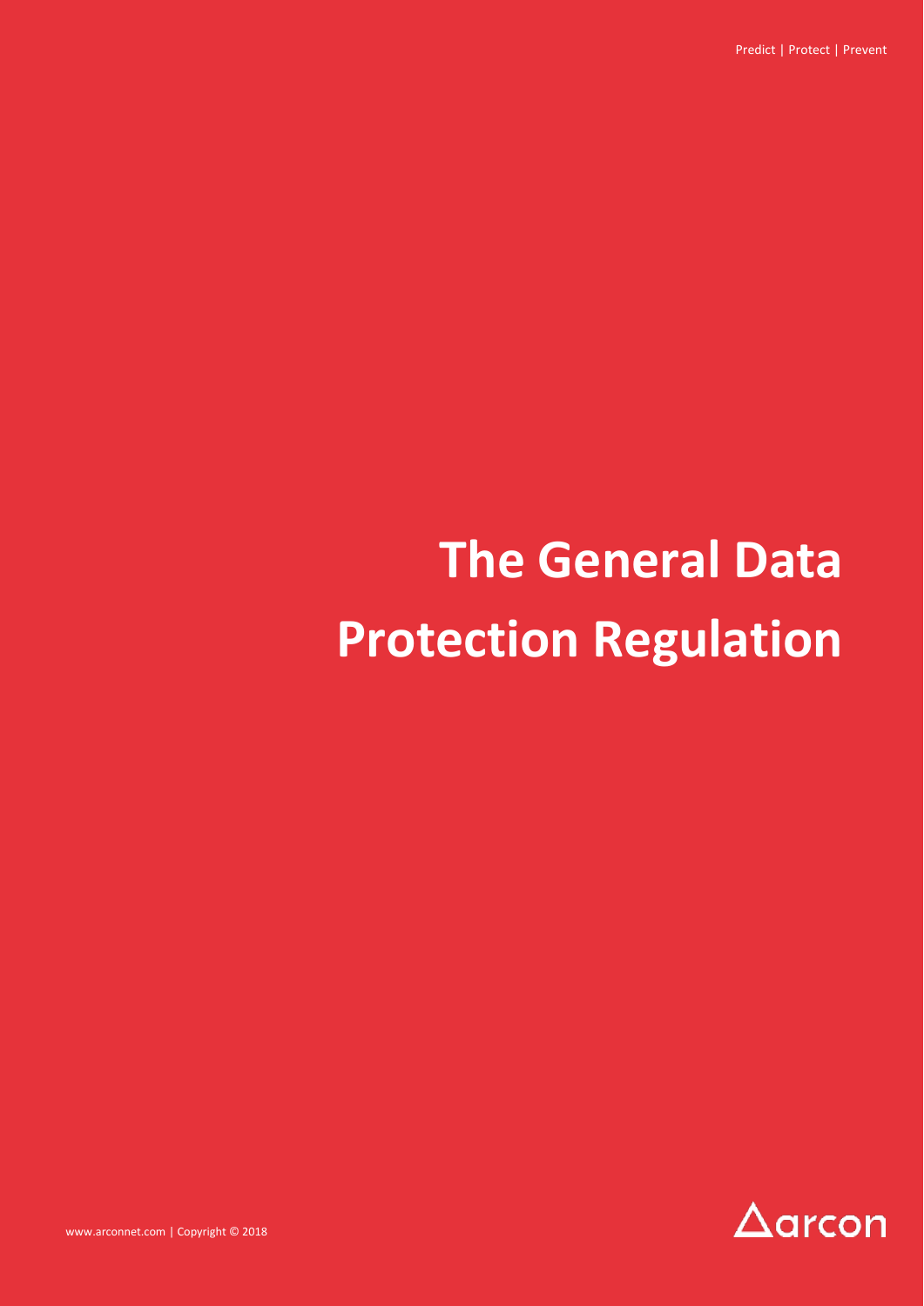# The General Data Protection Regulation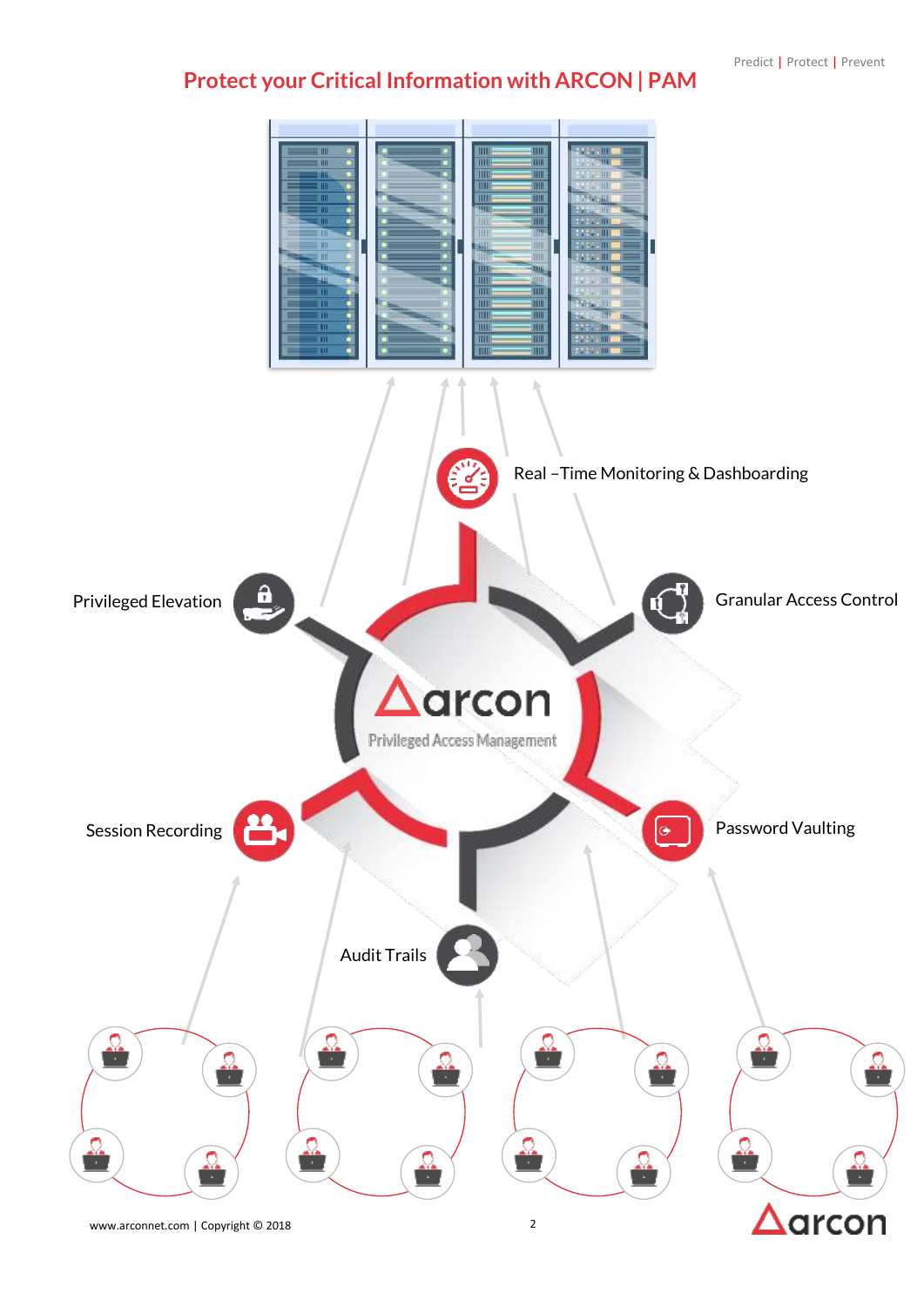# Protect your Critical Information with ARCON | PAM

Real –Time Monitoring & Dashboarding

Privileged Elevation

Granular Access Control

arcon

Privileged Access Management

Session Recording

Password Vaulting

Audit Trails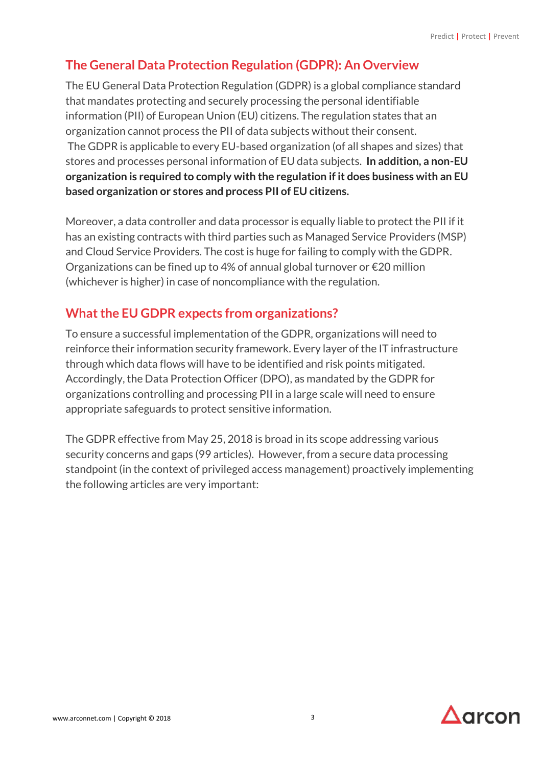## The General Data Protection Regulation (GDPR): An Overview

The EU General Data Protection Regulation (GDPR) is a global compliance standard that mandates protecting and securely processing the personal identifiable information (PII) of European Union (EU) citizens. The regulation states that an organization cannot process the PII of data subjects without their consent. The GDPR is applicable to every EU-based organization (of all shapes and sizes) that stores and processes personal information of EU data subjects. **In addition, a non-EU organization is required to comply with the regulation if it does business with an EU based organization or stores and process PII of EU citizens.**

Moreover, a data controller and data processor is equally liable to protect the PII if it has an existing contracts with third parties such as Managed Service Providers (MSP) and Cloud Service Providers. The cost is huge for failing to comply with the GDPR. Organizations can be fined up to 4% of annual global turnover or €20 million (whichever is higher) in case of noncompliance with the regulation.

## What the EU GDPR expects from organizations?

To ensure a successful implementation of the GDPR, organizations will need to reinforce their information security framework. Every layer of the IT infrastructure through which data flows will have to be identified and risk points mitigated. Accordingly, the Data Protection Officer (DPO), as mandated by the GDPR for organizations controlling and processing PII in a large scale will need to ensure appropriate safeguards to protect sensitive information.

The GDPR effective from May 25, 2018 is broad in its scope addressing various security concerns and gaps (99 articles). However, from a secure data processing standpoint (in the context of privileged access management) proactively implementing the following articles are very important: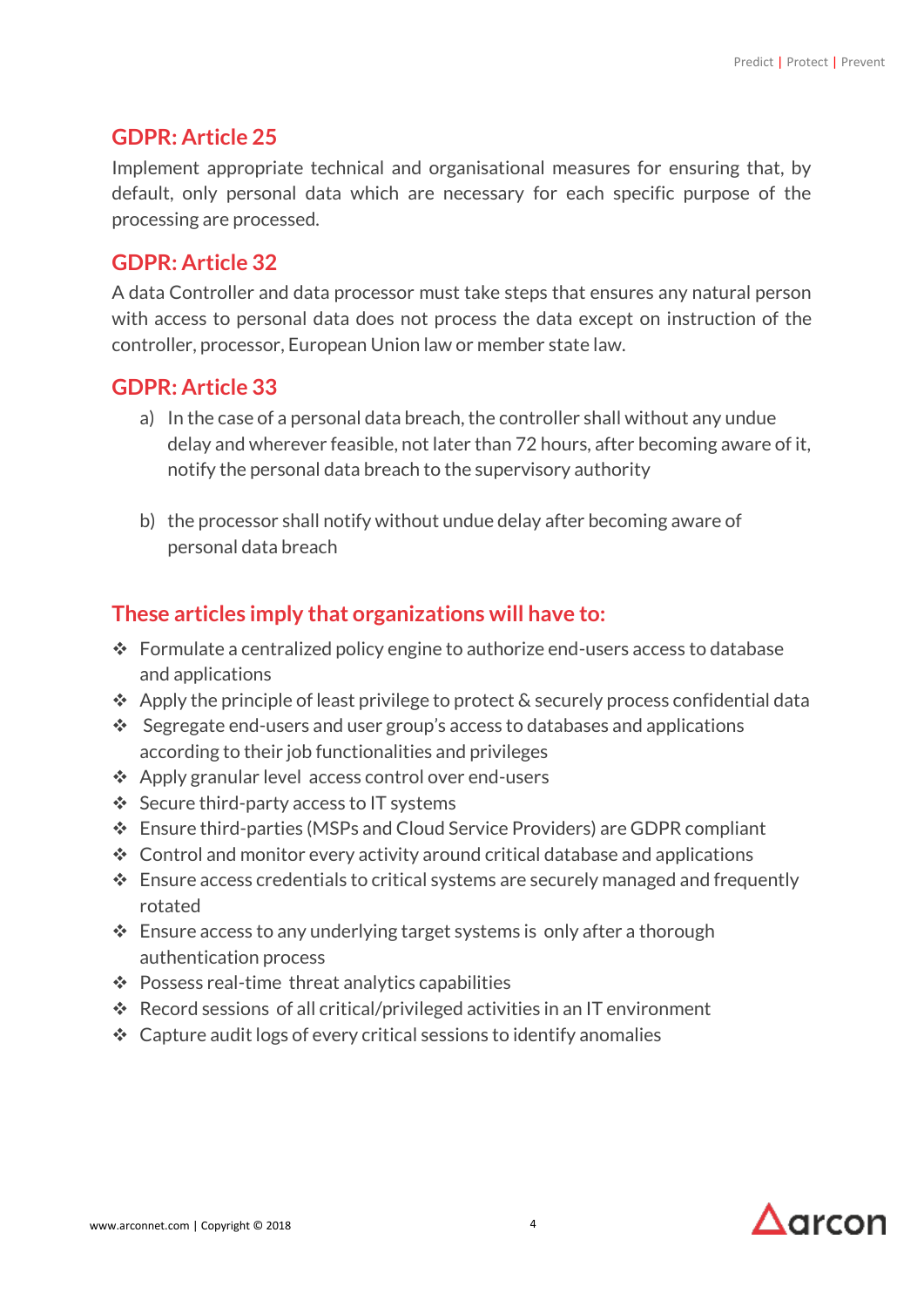## GDPR: Article 25

Implement appropriate technical and organisational measures for ensuring that, by default, only personal data which are necessary for each specific purpose of the processing are processed.

## GDPR: Article 32

A data Controller and data processor must take steps that ensures any natural person with access to personal data does not process the data except on instruction of the controller, processor, European Union law or member state law.

## GDPR: Article 33

a) In the case of a personal data breach, the controller shall without any undue delay and wherever feasible, not later than 72 hours, after becoming aware of it, notify the personal data breach to the supervisory authority

b) the processor shall notify without undue delay after becoming aware of personal data breach

## These articles imply that organizations will have to:

- Formulate a centralized policy engine to authorize end-users access to database and applications
- Apply the principle of least privilege to protect & securely process confidential data
- Segregate end-users and user group's access to databases and applications according to their job functionalities and privileges
- Apply granular level access control over end-users
- Secure third-party access to IT systems
- Ensure third-parties (MSPs and Cloud Service Providers) are GDPR compliant
- Control and monitor every activity around critical database and applications
- Ensure access credentials to critical systems are securely managed and frequently rotated
- Ensure access to any underlying target systems is only after a thorough authentication process
- Possess real-time threat analytics capabilities
- Record sessions of all critical/privileged activities in an IT environment
- Capture audit logs of every critical sessions to identify anomalies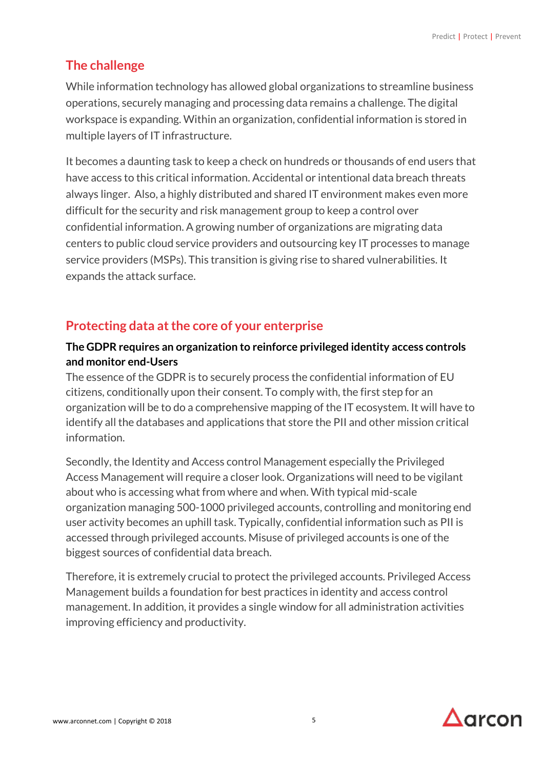## The challenge

While information technology has allowed global organizations to streamline business operations, securely managing and processing data remains a challenge. The digital workspace is expanding. Within an organization, confidential information is stored in multiple layers of IT infrastructure.

It becomes a daunting task to keep a check on hundreds or thousands of end users that have access to this critical information. Accidental or intentional data breach threats always linger. Also, a highly distributed and shared IT environment makes even more difficult for the security and risk management group to keep a control over confidential information. A growing number of organizations are migrating data centers to public cloud service providers and outsourcing key IT processes to manage service providers (MSPs). This transition is giving rise to shared vulnerabilities. It expands the attack surface.

## Protecting data at the core of your enterprise

**The GDPR requires an organization to reinforce privileged identity access controls and monitor end-Users**

The essence of the GDPR is to securely process the confidential information of EU citizens, conditionally upon their consent. To comply with, the first step for an organization will be to do a comprehensive mapping of the IT ecosystem. It will have to identify all the databases and applications that store the PII and other mission critical information.

Secondly, the Identity and Access control Management especially the Privileged Access Management will require a closer look. Organizations will need to be vigilant about who is accessing what from where and when. With typical mid-scale organization managing 500-1000 privileged accounts, controlling and monitoring end user activity becomes an uphill task. Typically, confidential information such as PII is accessed through privileged accounts. Misuse of privileged accounts is one of the biggest sources of confidential data breach.

Therefore, it is extremely crucial to protect the privileged accounts. Privileged Access Management builds a foundation for best practices in identity and access control management. In addition, it provides a single window for all administration activities improving efficiency and productivity.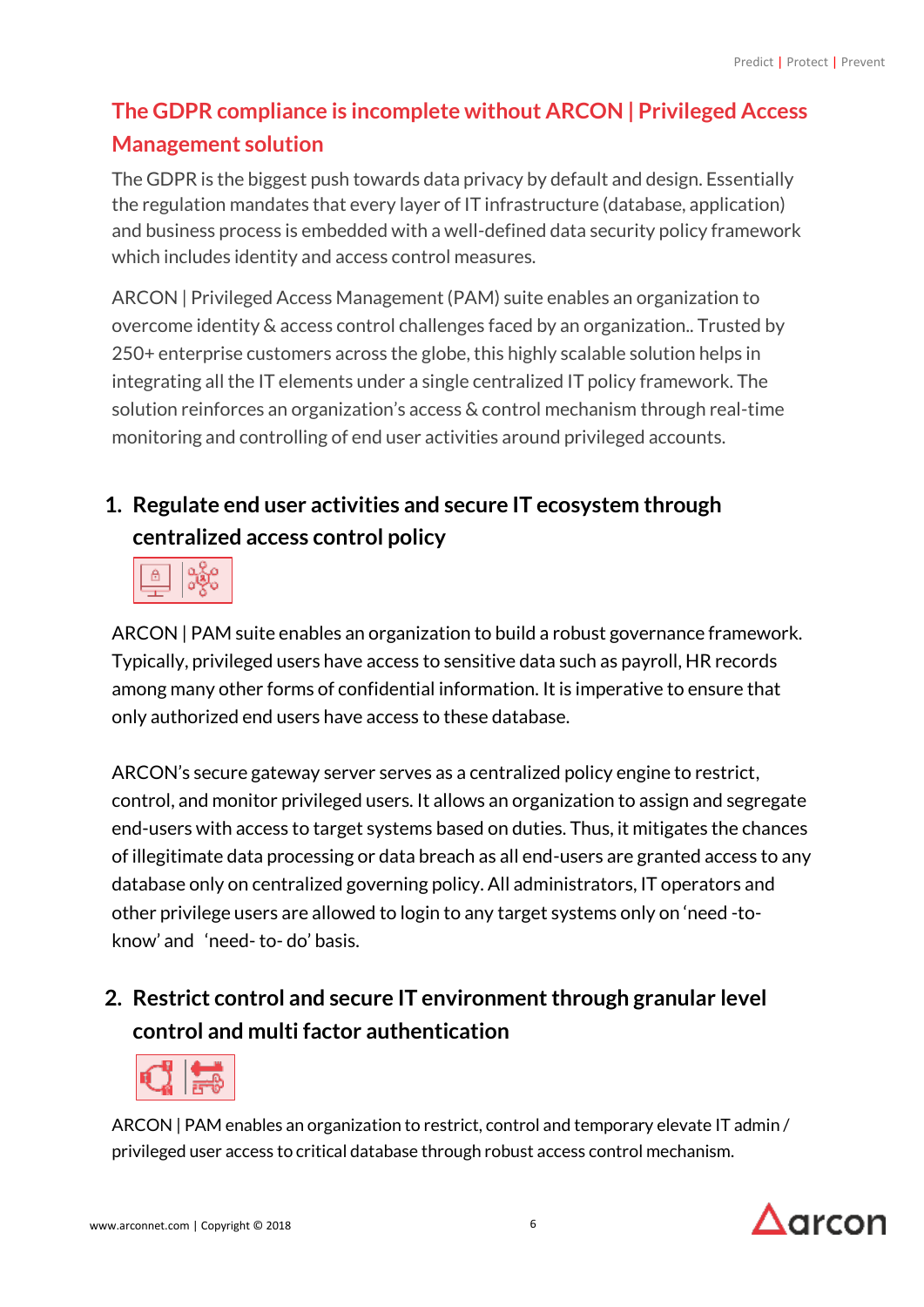## The GDPR compliance is incomplete without ARCON | Privileged Access Management solution

The GDPR is the biggest push towards data privacy by default and design. Essentially the regulation mandates that every layer of IT infrastructure (database, application) and business process is embedded with a well-defined data security policy framework which includes identity and access control measures.

ARCON | Privileged Access Management (PAM) suite enables an organization to overcome identity & access control challenges faced by an organization.. Trusted by 250+ enterprise customers across the globe, this highly scalable solution helps in integrating all the IT elements under a single centralized IT policy framework. The solution reinforces an organization's access & control mechanism through real-time monitoring and controlling of end user activities around privileged accounts.

### 1. Regulate end user activities and secure IT ecosystem through centralized access control policy

ARCON | PAM suite enables an organization to build a robust governance framework. Typically, privileged users have access to sensitive data such as payroll, HR records among many other forms of confidential information. It is imperative to ensure that only authorized end users have access to these database.

ARCON's secure gateway server serves as a centralized policy engine to restrict, control, and monitor privileged users. It allows an organization to assign and segregate end-users with access to target systems based on duties. Thus, it mitigates the chances of illegitimate data processing or data breach as all end-users are granted access to any database only on centralized governing policy. All administrators, IT operators and other privilege users are allowed to login to any target systems only on 'need -to-know' and 'need- to- do' basis.

### 2. Restrict control and secure IT environment through granular level control and multi factor authentication

ARCON | PAM enables an organization to restrict, control and temporary elevate IT admin / privileged user access to critical database through robust access control mechanism.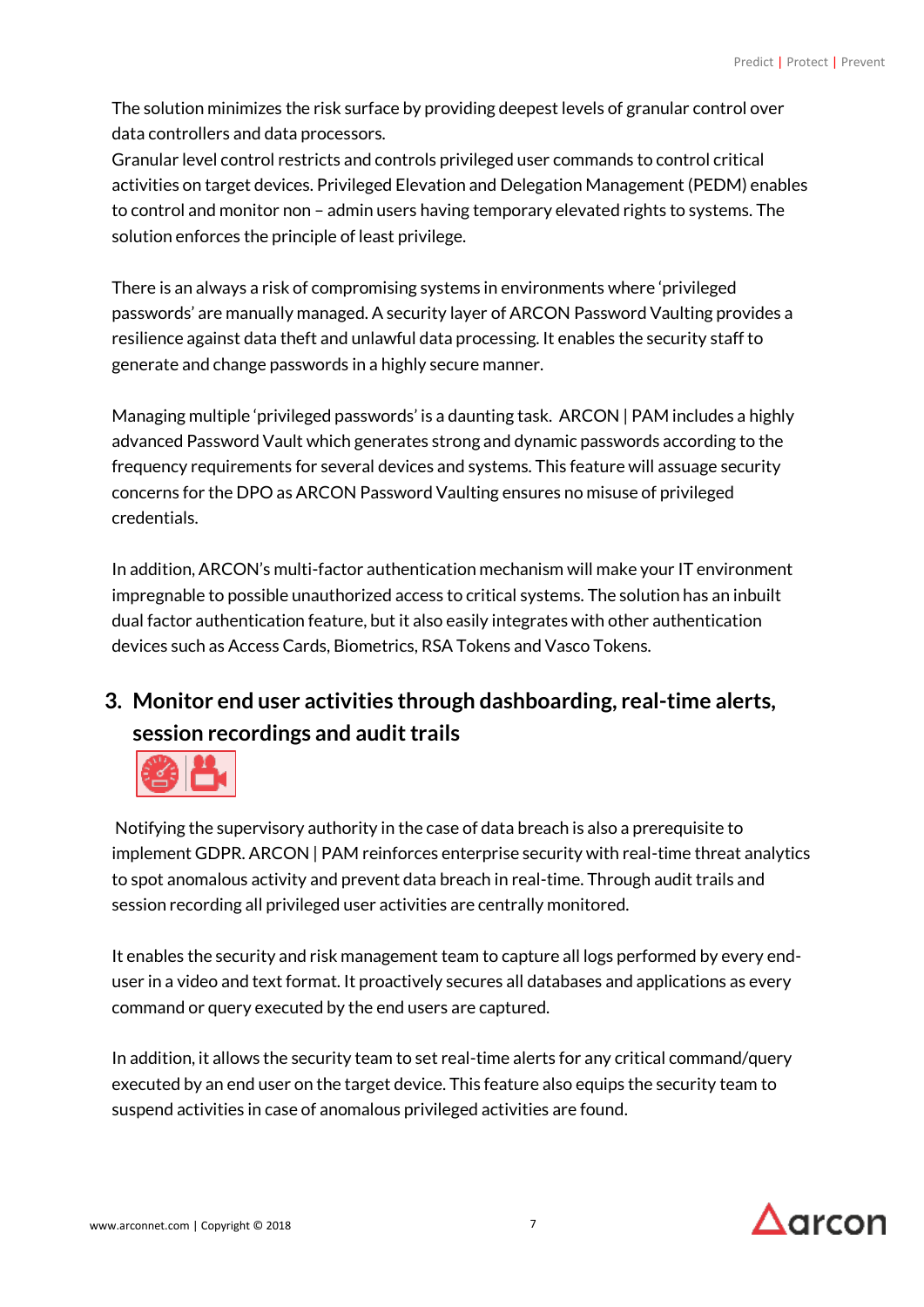The solution minimizes the risk surface by providing deepest levels of granular control over data controllers and data processors.
Granular level control restricts and controls privileged user commands to control critical activities on target devices. Privileged Elevation and Delegation Management (PEDM) enables to control and monitor non – admin users having temporary elevated rights to systems. The solution enforces the principle of least privilege.

There is an always a risk of compromising systems in environments where 'privileged passwords' are manually managed. A security layer of ARCON Password Vaulting provides a resilience against data theft and unlawful data processing. It enables the security staff to generate and change passwords in a highly secure manner.

Managing multiple 'privileged passwords' is a daunting task. ARCON | PAM includes a highly advanced Password Vault which generates strong and dynamic passwords according to the frequency requirements for several devices and systems. This feature will assuage security concerns for the DPO as ARCON Password Vaulting ensures no misuse of privileged credentials.

In addition, ARCON's multi-factor authentication mechanism will make your IT environment impregnable to possible unauthorized access to critical systems. The solution has an inbuilt dual factor authentication feature, but it also easily integrates with other authentication devices such as Access Cards, Biometrics, RSA Tokens and Vasco Tokens.

## 3. Monitor end user activities through dashboarding, real-time alerts, session recordings and audit trails

Notifying the supervisory authority in the case of data breach is also a prerequisite to implement GDPR. ARCON | PAM reinforces enterprise security with real-time threat analytics to spot anomalous activity and prevent data breach in real-time. Through audit trails and session recording all privileged user activities are centrally monitored.

It enables the security and risk management team to capture all logs performed by every end-user in a video and text format. It proactively secures all databases and applications as every command or query executed by the end users are captured.

In addition, it allows the security team to set real-time alerts for any critical command/query executed by an end user on the target device. This feature also equips the security team to suspend activities in case of anomalous privileged activities are found.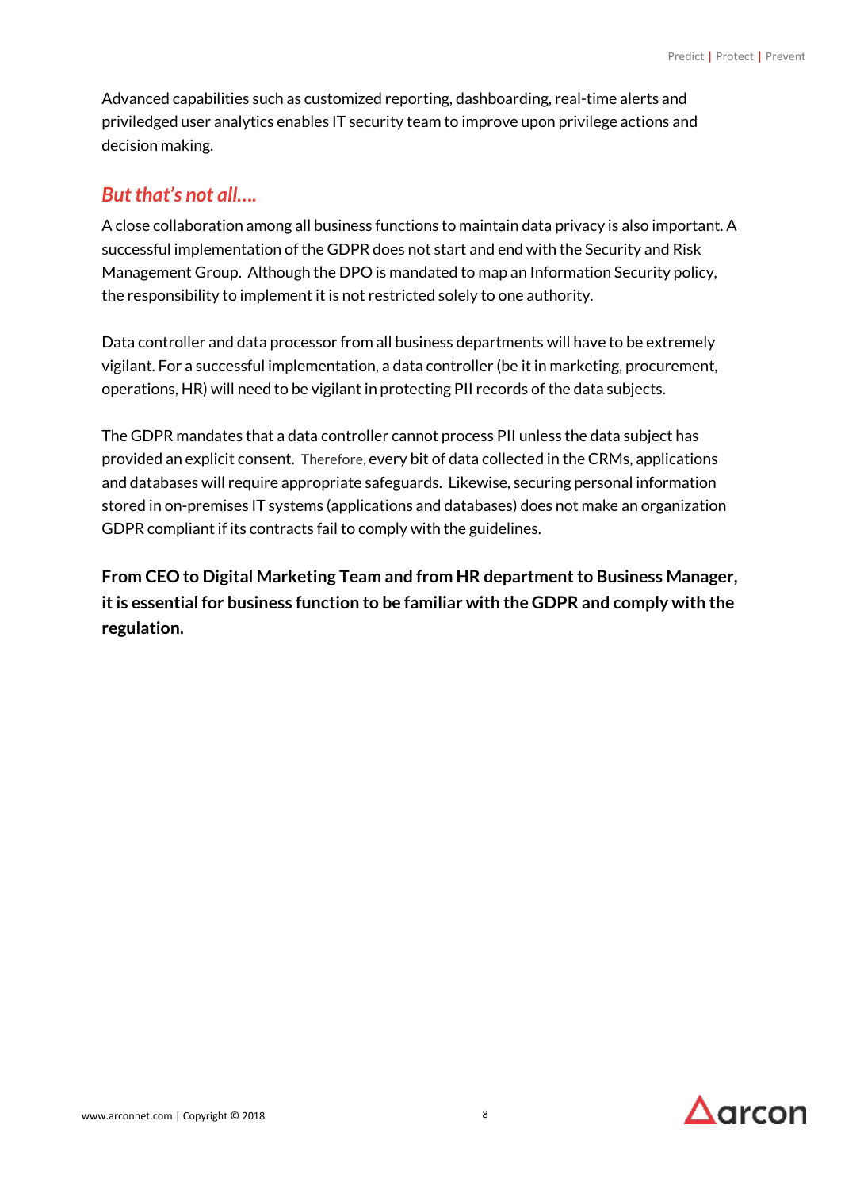Advanced capabilities such as customized reporting, dashboarding, real-time alerts and priviledged user analytics enables IT security team to improve upon privilege actions and decision making.

## *But that's not all….*

A close collaboration among all business functions to maintain data privacy is also important. A successful implementation of the GDPR does not start and end with the Security and Risk Management Group. Although the DPO is mandated to map an Information Security policy, the responsibility to implement it is not restricted solely to one authority.

Data controller and data processor from all business departments will have to be extremely vigilant. For a successful implementation, a data controller (be it in marketing, procurement, operations, HR) will need to be vigilant in protecting PII records of the data subjects.

The GDPR mandates that a data controller cannot process PII unless the data subject has provided an explicit consent. Therefore, every bit of data collected in the CRMs, applications and databases will require appropriate safeguards. Likewise, securing personal information stored in on-premises IT systems (applications and databases) does not make an organization GDPR compliant if its contracts fail to comply with the guidelines.

**From CEO to Digital Marketing Team and from HR department to Business Manager, it is essential for business function to be familiar with the GDPR and comply with the regulation.**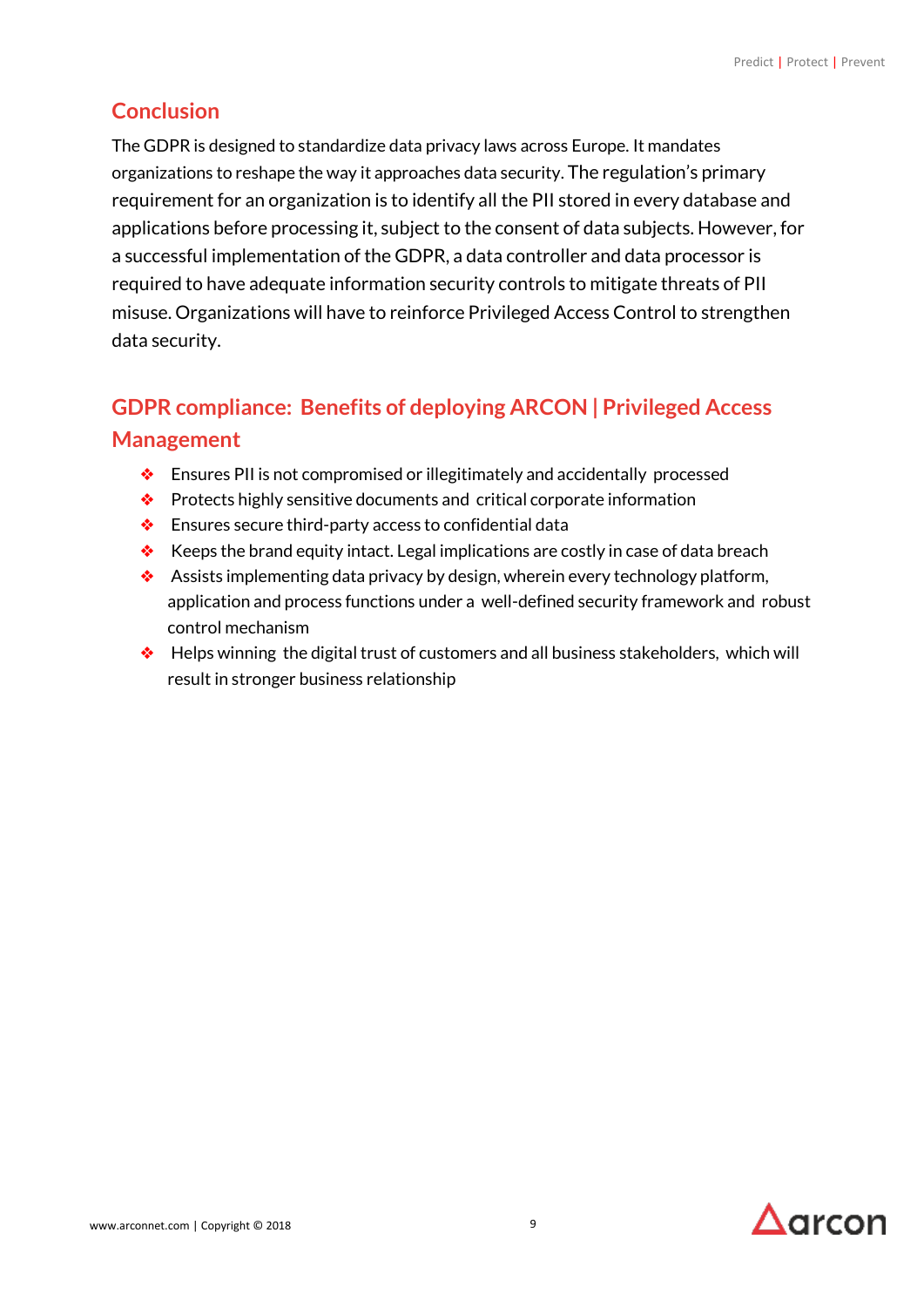## Conclusion

The GDPR is designed to standardize data privacy laws across Europe. It mandates organizations to reshape the way it approaches data security. The regulation's primary requirement for an organization is to identify all the PII stored in every database and applications before processing it, subject to the consent of data subjects. However, for a successful implementation of the GDPR, a data controller and data processor is required to have adequate information security controls to mitigate threats of PII misuse. Organizations will have to reinforce Privileged Access Control to strengthen data security.

## GDPR compliance: Benefits of deploying ARCON | Privileged Access Management

- Ensures PII is not compromised or illegitimately and accidentally processed
- Protects highly sensitive documents and critical corporate information
- Ensures secure third-party access to confidential data
- Keeps the brand equity intact. Legal implications are costly in case of data breach
- Assists implementing data privacy by design, wherein every technology platform, application and process functions under a well-defined security framework and robust control mechanism
- Helps winning the digital trust of customers and all business stakeholders, which will result in stronger business relationship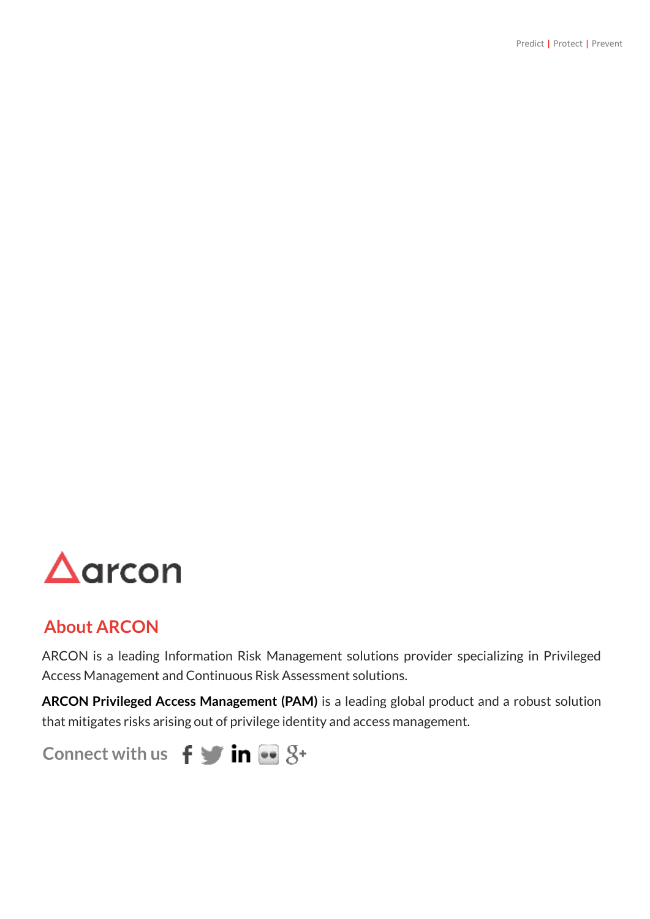## About ARCON

ARCON is a leading Information Risk Management solutions provider specializing in Privileged Access Management and Continuous Risk Assessment solutions.

**ARCON Privileged Access Management (PAM)** is a leading global product and a robust solution that mitigates risks arising out of privilege identity and access management.

Connect with us